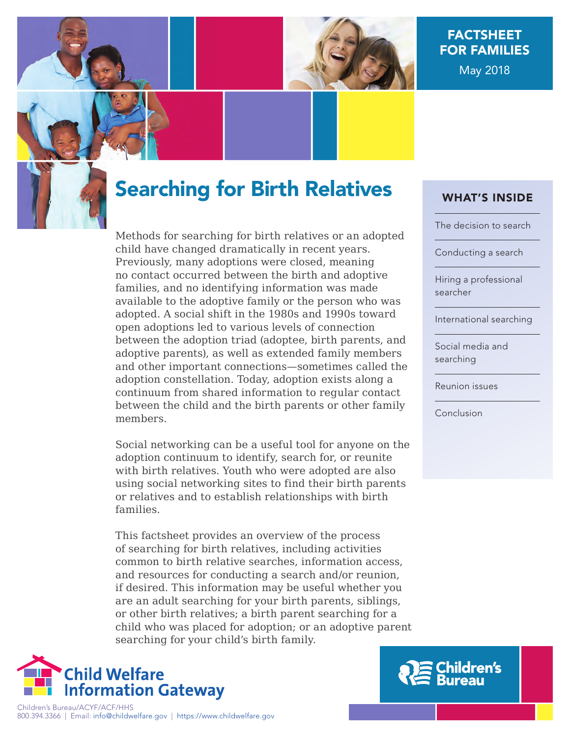FACTSHEET FOR FAMILIES

May 2018

# Searching for Birth Relatives

## WHAT'S INSIDE

- The decision to search
- Conducting a search
- Hiring a professional searcher
- International searching
- Social media and searching
- Reunion issues
- Conclusion

Methods for searching for birth relatives or an adopted child have changed dramatically in recent years. Previously, many adoptions were closed, meaning no contact occurred between the birth and adoptive families, and no identifying information was made available to the adoptive family or the person who was adopted. A social shift in the 1980s and 1990s toward open adoptions led to various levels of connection between the adoption triad (adoptee, birth parents, and adoptive parents), as well as extended family members and other important connections—sometimes called the adoption constellation. Today, adoption exists along a continuum from shared information to regular contact between the child and the birth parents or other family members.

Social networking can be a useful tool for anyone on the adoption continuum to identify, search for, or reunite with birth relatives. Youth who were adopted are also using social networking sites to find their birth parents or relatives and to establish relationships with birth families.

This factsheet provides an overview of the process of searching for birth relatives, including activities common to birth relative searches, information access, and resources for conducting a search and/or reunion, if desired. This information may be useful whether you are an adult searching for your birth parents, siblings, or other birth relatives; a birth parent searching for a child who was placed for adoption; or an adoptive parent searching for your child's birth family.

Child Welfare Information Gateway

Children's Bureau/ACYF/ACF/HHS
800.394.3366 | Email: info@childwelfare.gov | https://www.childwelfare.gov

Children's Bureau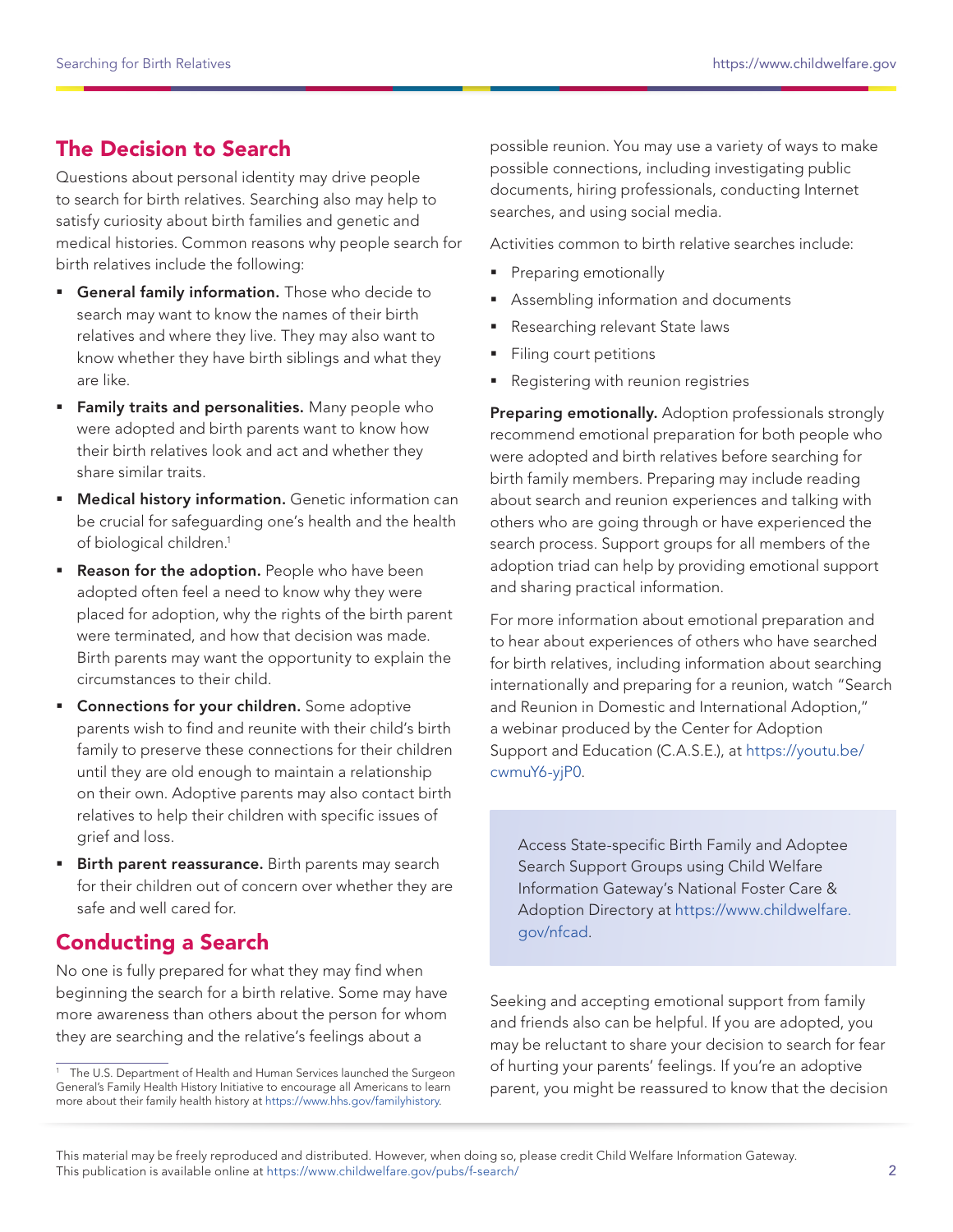## The Decision to Search

Questions about personal identity may drive people to search for birth relatives. Searching also may help to satisfy curiosity about birth families and genetic and medical histories. Common reasons why people search for birth relatives include the following:

- **General family information.** Those who decide to search may want to know the names of their birth relatives and where they live. They may also want to know whether they have birth siblings and what they are like.
- **Family traits and personalities.** Many people who were adopted and birth parents want to know how their birth relatives look and act and whether they share similar traits.
- **Medical history information.** Genetic information can be crucial for safeguarding one's health and the health of biological children.[1]
- **Reason for the adoption.** People who have been adopted often feel a need to know why they were placed for adoption, why the rights of the birth parent were terminated, and how that decision was made. Birth parents may want the opportunity to explain the circumstances to their child.
- **Connections for your children.** Some adoptive parents wish to find and reunite with their child's birth family to preserve these connections for their children until they are old enough to maintain a relationship on their own. Adoptive parents may also contact birth relatives to help their children with specific issues of grief and loss.
- **Birth parent reassurance.** Birth parents may search for their children out of concern over whether they are safe and well cared for.

## Conducting a Search

No one is fully prepared for what they may find when beginning the search for a birth relative. Some may have more awareness than others about the person for whom they are searching and the relative's feelings about a possible reunion. You may use a variety of ways to make possible connections, including investigating public documents, hiring professionals, conducting Internet searches, and using social media.

Activities common to birth relative searches include:

- Preparing emotionally
- Assembling information and documents
- Researching relevant State laws
- Filing court petitions
- Registering with reunion registries

**Preparing emotionally.** Adoption professionals strongly recommend emotional preparation for both people who were adopted and birth relatives before searching for birth family members. Preparing may include reading about search and reunion experiences and talking with others who are going through or have experienced the search process. Support groups for all members of the adoption triad can help by providing emotional support and sharing practical information.

For more information about emotional preparation and to hear about experiences of others who have searched for birth relatives, including information about searching internationally and preparing for a reunion, watch "Search and Reunion in Domestic and International Adoption," a webinar produced by the Center for Adoption Support and Education (C.A.S.E.), at https://youtu.be/cwmuY6-yjP0.

> Access State-specific Birth Family and Adoptee Search Support Groups using Child Welfare Information Gateway's National Foster Care & Adoption Directory at https://www.childwelfare.gov/nfcad.

Seeking and accepting emotional support from family and friends also can be helpful. If you are adopted, you may be reluctant to share your decision to search for fear of hurting your parents' feelings. If you're an adoptive parent, you might be reassured to know that the decision

---

[1] The U.S. Department of Health and Human Services launched the Surgeon General's Family Health History Initiative to encourage all Americans to learn more about their family health history at https://www.hhs.gov/familyhistory.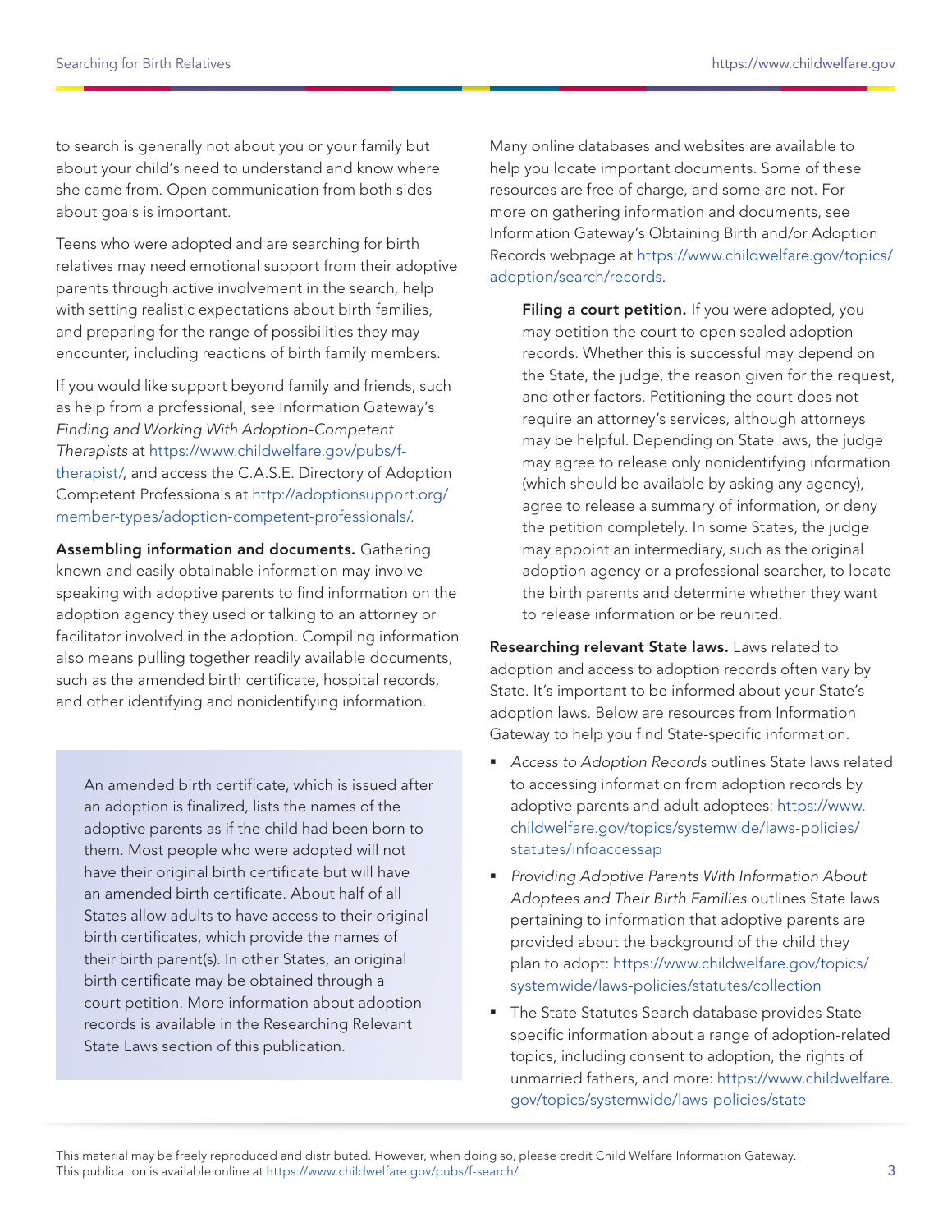to search is generally not about you or your family but about your child's need to understand and know where she came from. Open communication from both sides about goals is important.

Teens who were adopted and are searching for birth relatives may need emotional support from their adoptive parents through active involvement in the search, help with setting realistic expectations about birth families, and preparing for the range of possibilities they may encounter, including reactions of birth family members.

If you would like support beyond family and friends, such as help from a professional, see Information Gateway's *Finding and Working With Adoption-Competent Therapists* at https://www.childwelfare.gov/pubs/f-therapist/, and access the C.A.S.E. Directory of Adoption Competent Professionals at http://adoptionsupport.org/member-types/adoption-competent-professionals/.

**Assembling information and documents.** Gathering known and easily obtainable information may involve speaking with adoptive parents to find information on the adoption agency they used or talking to an attorney or facilitator involved in the adoption. Compiling information also means pulling together readily available documents, such as the amended birth certificate, hospital records, and other identifying and nonidentifying information.

> An amended birth certificate, which is issued after an adoption is finalized, lists the names of the adoptive parents as if the child had been born to them. Most people who were adopted will not have their original birth certificate but will have an amended birth certificate. About half of all States allow adults to have access to their original birth certificates, which provide the names of their birth parent(s). In other States, an original birth certificate may be obtained through a court petition. More information about adoption records is available in the Researching Relevant State Laws section of this publication.

Many online databases and websites are available to help you locate important documents. Some of these resources are free of charge, and some are not. For more on gathering information and documents, see Information Gateway's Obtaining Birth and/or Adoption Records webpage at https://www.childwelfare.gov/topics/adoption/search/records.

**Filing a court petition.** If you were adopted, you may petition the court to open sealed adoption records. Whether this is successful may depend on the State, the judge, the reason given for the request, and other factors. Petitioning the court does not require an attorney's services, although attorneys may be helpful. Depending on State laws, the judge may agree to release only nonidentifying information (which should be available by asking any agency), agree to release a summary of information, or deny the petition completely. In some States, the judge may appoint an intermediary, such as the original adoption agency or a professional searcher, to locate the birth parents and determine whether they want to release information or be reunited.

**Researching relevant State laws.** Laws related to adoption and access to adoption records often vary by State. It's important to be informed about your State's adoption laws. Below are resources from Information Gateway to help you find State-specific information.

- *Access to Adoption Records* outlines State laws related to accessing information from adoption records by adoptive parents and adult adoptees: https://www.childwelfare.gov/topics/systemwide/laws-policies/statutes/infoaccessap
- *Providing Adoptive Parents With Information About Adoptees and Their Birth Families* outlines State laws pertaining to information that adoptive parents are provided about the background of the child they plan to adopt: https://www.childwelfare.gov/topics/systemwide/laws-policies/statutes/collection
- The State Statutes Search database provides State-specific information about a range of adoption-related topics, including consent to adoption, the rights of unmarried fathers, and more: https://www.childwelfare.gov/topics/systemwide/laws-policies/state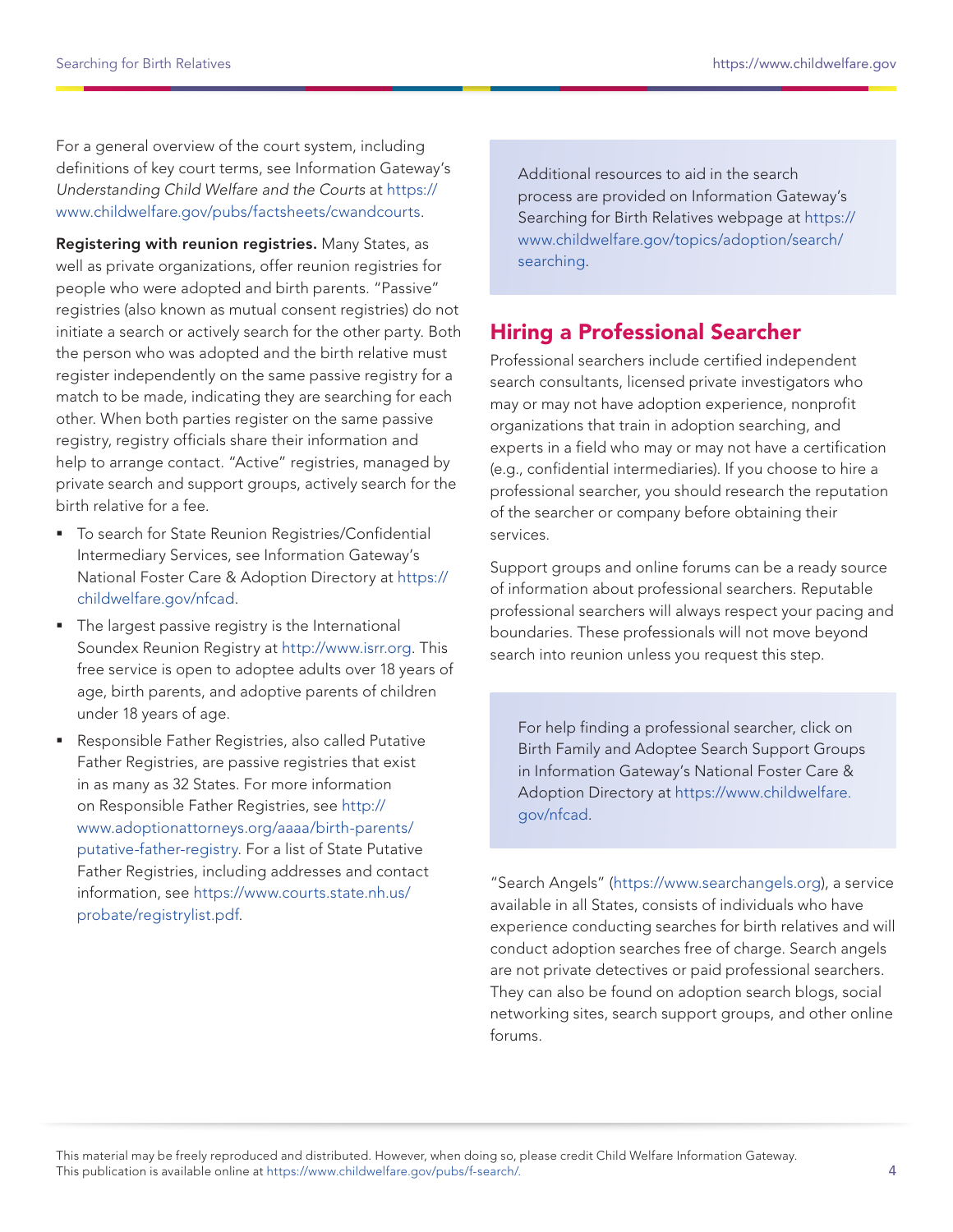For a general overview of the court system, including definitions of key court terms, see Information Gateway's *Understanding Child Welfare and the Courts* at https://www.childwelfare.gov/pubs/factsheets/cwandcourts.

**Registering with reunion registries.** Many States, as well as private organizations, offer reunion registries for people who were adopted and birth parents. "Passive" registries (also known as mutual consent registries) do not initiate a search or actively search for the other party. Both the person who was adopted and the birth relative must register independently on the same passive registry for a match to be made, indicating they are searching for each other. When both parties register on the same passive registry, registry officials share their information and help to arrange contact. "Active" registries, managed by private search and support groups, actively search for the birth relative for a fee.

- To search for State Reunion Registries/Confidential Intermediary Services, see Information Gateway's National Foster Care & Adoption Directory at https://childwelfare.gov/nfcad.
- The largest passive registry is the International Soundex Reunion Registry at http://www.isrr.org. This free service is open to adoptee adults over 18 years of age, birth parents, and adoptive parents of children under 18 years of age.
- Responsible Father Registries, also called Putative Father Registries, are passive registries that exist in as many as 32 States. For more information on Responsible Father Registries, see http://www.adoptionattorneys.org/aaaa/birth-parents/putative-father-registry. For a list of State Putative Father Registries, including addresses and contact information, see https://www.courts.state.nh.us/probate/registrylist.pdf.

Additional resources to aid in the search process are provided on Information Gateway's Searching for Birth Relatives webpage at https://www.childwelfare.gov/topics/adoption/search/searching.

## Hiring a Professional Searcher

Professional searchers include certified independent search consultants, licensed private investigators who may or may not have adoption experience, nonprofit organizations that train in adoption searching, and experts in a field who may or may not have a certification (e.g., confidential intermediaries). If you choose to hire a professional searcher, you should research the reputation of the searcher or company before obtaining their services.

Support groups and online forums can be a ready source of information about professional searchers. Reputable professional searchers will always respect your pacing and boundaries. These professionals will not move beyond search into reunion unless you request this step.

For help finding a professional searcher, click on Birth Family and Adoptee Search Support Groups in Information Gateway's National Foster Care & Adoption Directory at https://www.childwelfare.gov/nfcad.

"Search Angels" (https://www.searchangels.org), a service available in all States, consists of individuals who have experience conducting searches for birth relatives and will conduct adoption searches free of charge. Search angels are not private detectives or paid professional searchers. They can also be found on adoption search blogs, social networking sites, search support groups, and other online forums.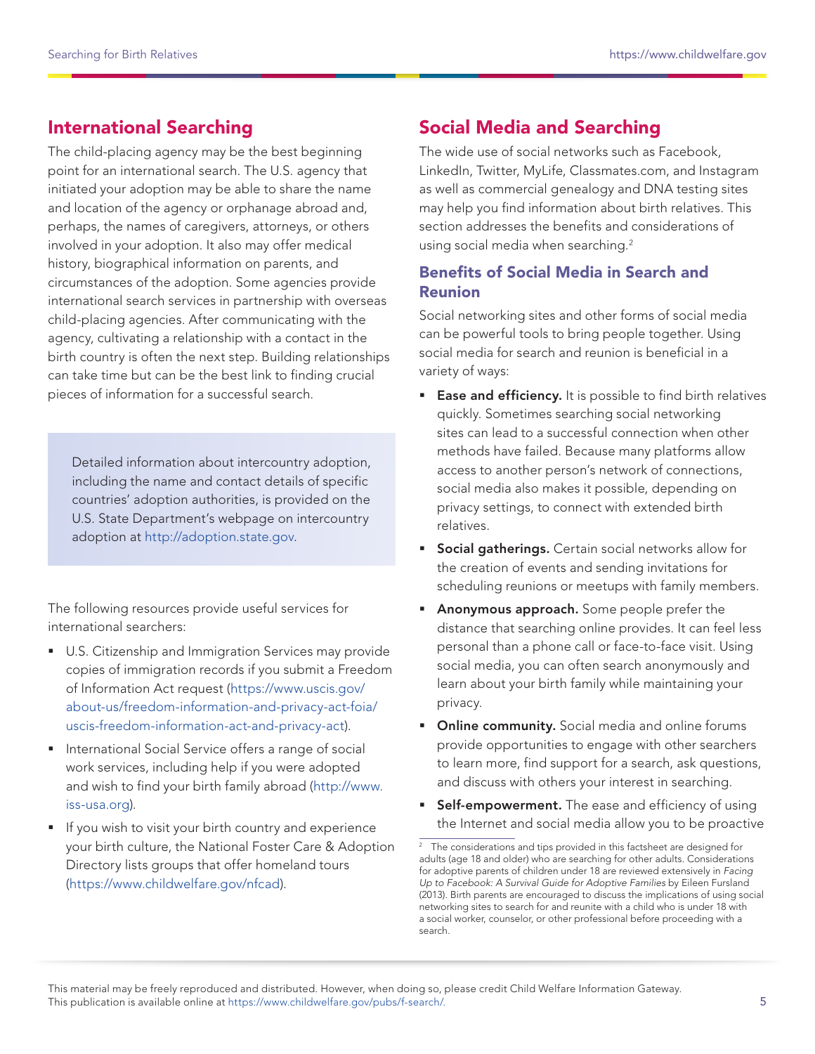## International Searching

The child-placing agency may be the best beginning point for an international search. The U.S. agency that initiated your adoption may be able to share the name and location of the agency or orphanage abroad and, perhaps, the names of caregivers, attorneys, or others involved in your adoption. It also may offer medical history, biographical information on parents, and circumstances of the adoption. Some agencies provide international search services in partnership with overseas child-placing agencies. After communicating with the agency, cultivating a relationship with a contact in the birth country is often the next step. Building relationships can take time but can be the best link to finding crucial pieces of information for a successful search.

> Detailed information about intercountry adoption, including the name and contact details of specific countries' adoption authorities, is provided on the U.S. State Department's webpage on intercountry adoption at http://adoption.state.gov.

The following resources provide useful services for international searchers:

- U.S. Citizenship and Immigration Services may provide copies of immigration records if you submit a Freedom of Information Act request (https://www.uscis.gov/about-us/freedom-information-and-privacy-act-foia/uscis-freedom-information-act-and-privacy-act).
- International Social Service offers a range of social work services, including help if you were adopted and wish to find your birth family abroad (http://www.iss-usa.org).
- If you wish to visit your birth country and experience your birth culture, the National Foster Care & Adoption Directory lists groups that offer homeland tours (https://www.childwelfare.gov/nfcad).

## Social Media and Searching

The wide use of social networks such as Facebook, LinkedIn, Twitter, MyLife, Classmates.com, and Instagram as well as commercial genealogy and DNA testing sites may help you find information about birth relatives. This section addresses the benefits and considerations of using social media when searching.[2]

### Benefits of Social Media in Search and Reunion

Social networking sites and other forms of social media can be powerful tools to bring people together. Using social media for search and reunion is beneficial in a variety of ways:

- **Ease and efficiency.** It is possible to find birth relatives quickly. Sometimes searching social networking sites can lead to a successful connection when other methods have failed. Because many platforms allow access to another person's network of connections, social media also makes it possible, depending on privacy settings, to connect with extended birth relatives.
- **Social gatherings.** Certain social networks allow for the creation of events and sending invitations for scheduling reunions or meetups with family members.
- **Anonymous approach.** Some people prefer the distance that searching online provides. It can feel less personal than a phone call or face-to-face visit. Using social media, you can often search anonymously and learn about your birth family while maintaining your privacy.
- **Online community.** Social media and online forums provide opportunities to engage with other searchers to learn more, find support for a search, ask questions, and discuss with others your interest in searching.
- **Self-empowerment.** The ease and efficiency of using the Internet and social media allow you to be proactive

[2] The considerations and tips provided in this factsheet are designed for adults (age 18 and older) who are searching for other adults. Considerations for adoptive parents of children under 18 are reviewed extensively in *Facing Up to Facebook: A Survival Guide for Adoptive Families* by Eileen Fursland (2013). Birth parents are encouraged to discuss the implications of using social networking sites to search for and reunite with a child who is under 18 with a social worker, counselor, or other professional before proceeding with a search.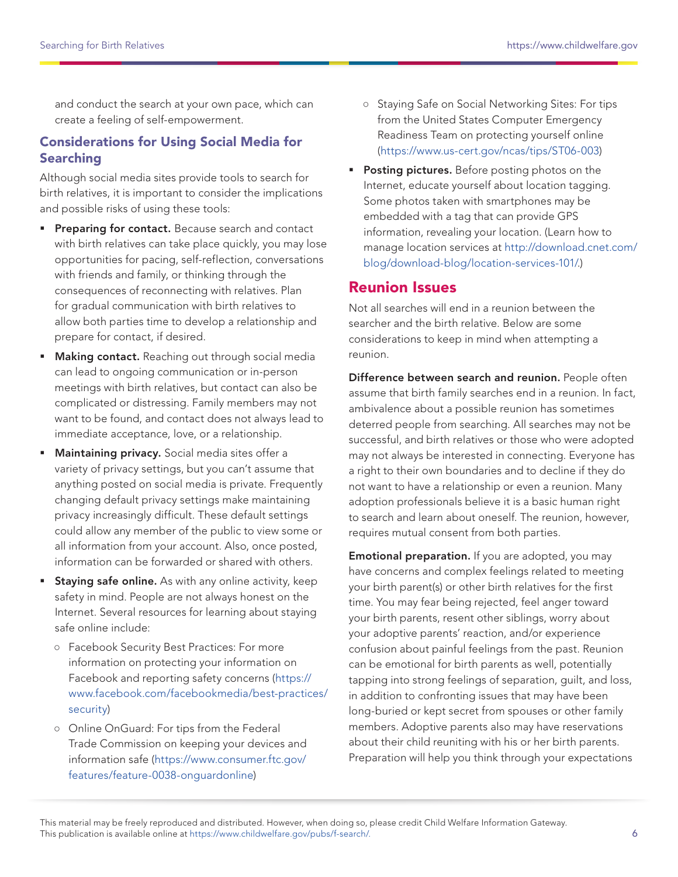and conduct the search at your own pace, which can create a feeling of self-empowerment.

### Considerations for Using Social Media for Searching

Although social media sites provide tools to search for birth relatives, it is important to consider the implications and possible risks of using these tools:

- **Preparing for contact.** Because search and contact with birth relatives can take place quickly, you may lose opportunities for pacing, self-reflection, conversations with friends and family, or thinking through the consequences of reconnecting with relatives. Plan for gradual communication with birth relatives to allow both parties time to develop a relationship and prepare for contact, if desired.
- **Making contact.** Reaching out through social media can lead to ongoing communication or in-person meetings with birth relatives, but contact can also be complicated or distressing. Family members may not want to be found, and contact does not always lead to immediate acceptance, love, or a relationship.
- **Maintaining privacy.** Social media sites offer a variety of privacy settings, but you can't assume that anything posted on social media is private. Frequently changing default privacy settings make maintaining privacy increasingly difficult. These default settings could allow any member of the public to view some or all information from your account. Also, once posted, information can be forwarded or shared with others.
- **Staying safe online.** As with any online activity, keep safety in mind. People are not always honest on the Internet. Several resources for learning about staying safe online include:
  - Facebook Security Best Practices: For more information on protecting your information on Facebook and reporting safety concerns (https://www.facebook.com/facebookmedia/best-practices/security)
  - Online OnGuard: For tips from the Federal Trade Commission on keeping your devices and information safe (https://www.consumer.ftc.gov/features/feature-0038-onguardonline)
  - Staying Safe on Social Networking Sites: For tips from the United States Computer Emergency Readiness Team on protecting yourself online (https://www.us-cert.gov/ncas/tips/ST06-003)
- **Posting pictures.** Before posting photos on the Internet, educate yourself about location tagging. Some photos taken with smartphones may be embedded with a tag that can provide GPS information, revealing your location. (Learn how to manage location services at http://download.cnet.com/blog/download-blog/location-services-101/.)

## Reunion Issues

Not all searches will end in a reunion between the searcher and the birth relative. Below are some considerations to keep in mind when attempting a reunion.

**Difference between search and reunion.** People often assume that birth family searches end in a reunion. In fact, ambivalence about a possible reunion has sometimes deterred people from searching. All searches may not be successful, and birth relatives or those who were adopted may not always be interested in connecting. Everyone has a right to their own boundaries and to decline if they do not want to have a relationship or even a reunion. Many adoption professionals believe it is a basic human right to search and learn about oneself. The reunion, however, requires mutual consent from both parties.

**Emotional preparation.** If you are adopted, you may have concerns and complex feelings related to meeting your birth parent(s) or other birth relatives for the first time. You may fear being rejected, feel anger toward your birth parents, resent other siblings, worry about your adoptive parents' reaction, and/or experience confusion about painful feelings from the past. Reunion can be emotional for birth parents as well, potentially tapping into strong feelings of separation, guilt, and loss, in addition to confronting issues that may have been long-buried or kept secret from spouses or other family members. Adoptive parents also may have reservations about their child reuniting with his or her birth parents. Preparation will help you think through your expectations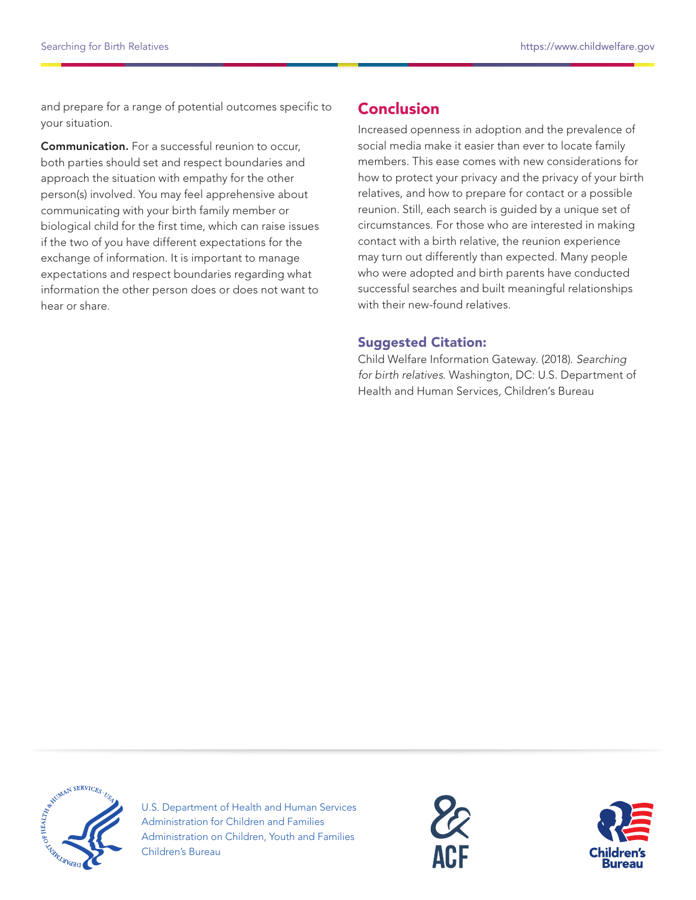and prepare for a range of potential outcomes specific to your situation.

**Communication.** For a successful reunion to occur, both parties should set and respect boundaries and approach the situation with empathy for the other person(s) involved. You may feel apprehensive about communicating with your birth family member or biological child for the first time, which can raise issues if the two of you have different expectations for the exchange of information. It is important to manage expectations and respect boundaries regarding what information the other person does or does not want to hear or share.

## Conclusion

Increased openness in adoption and the prevalence of social media make it easier than ever to locate family members. This ease comes with new considerations for how to protect your privacy and the privacy of your birth relatives, and how to prepare for contact or a possible reunion. Still, each search is guided by a unique set of circumstances. For those who are interested in making contact with a birth relative, the reunion experience may turn out differently than expected. Many people who were adopted and birth parents have conducted successful searches and built meaningful relationships with their new-found relatives.

### Suggested Citation:

Child Welfare Information Gateway. (2018). *Searching for birth relatives*. Washington, DC: U.S. Department of Health and Human Services, Children's Bureau

U.S. Department of Health and Human Services
Administration for Children and Families
Administration on Children, Youth and Families
Children's Bureau